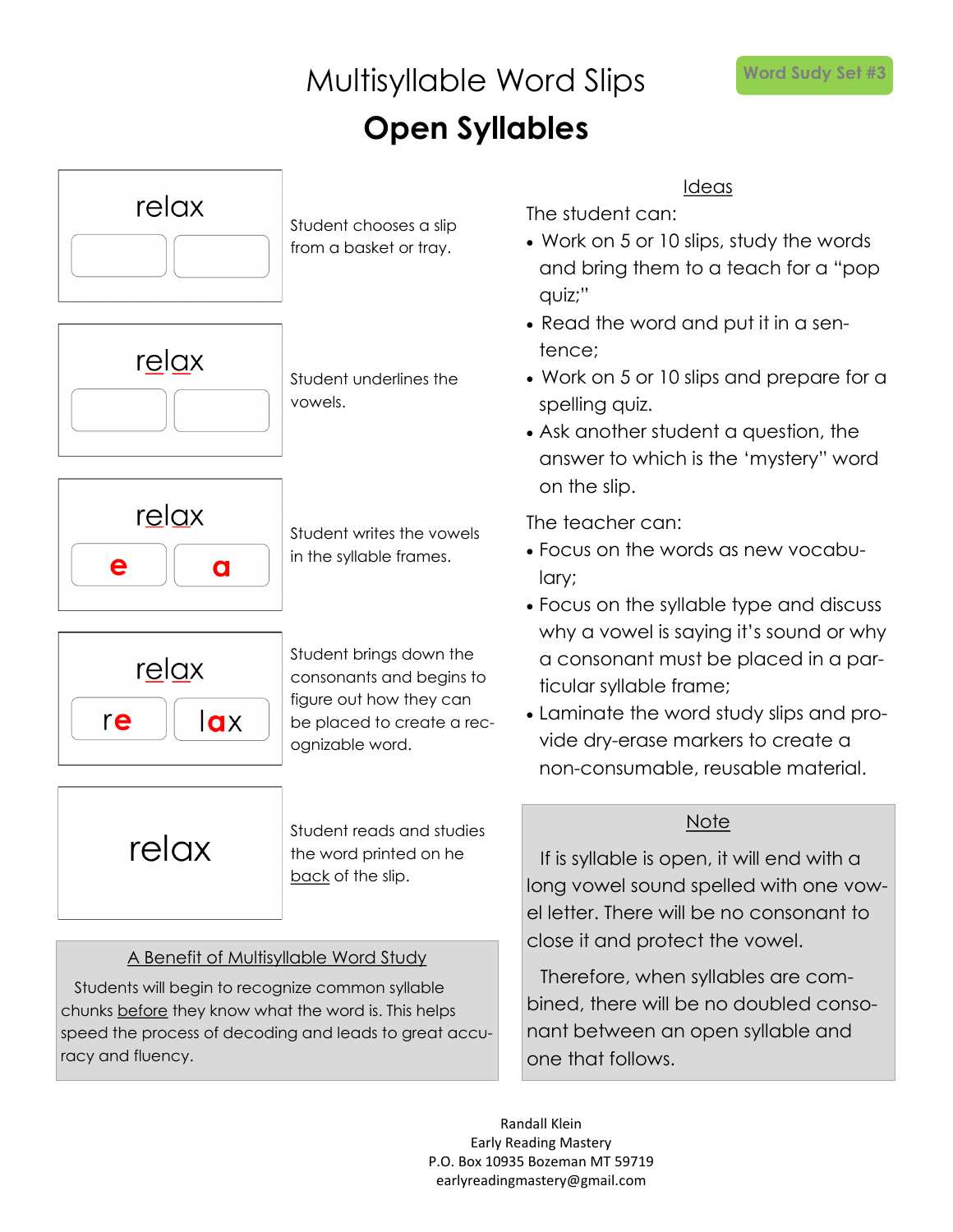Word Sudy Set #3

# Multisyllable Word Slips

## Open Syllables

| Slip | Step |
|---|---|
| relax [ ] [ ] | Student chooses a slip from a basket or tray. |
| relax [ ] [ ] | Student underlines the vowels. |
| relax [e] [a] | Student writes the vowels in the syllable frames. |
| relax [re] [lax] | Student brings down the consonants and begins to figure out how they can be placed to create a recognizable word. |
| relax | Student reads and studies the word printed on he back of the slip. |

### A Benefit of Multisyllable Word Study

Students will begin to recognize common syllable chunks before they know what the word is. This helps speed the process of decoding and leads to great accuracy and fluency.

### Ideas

The student can:

- Work on 5 or 10 slips, study the words and bring them to a teach for a "pop quiz;"
- Read the word and put it in a sentence;
- Work on 5 or 10 slips and prepare for a spelling quiz.
- Ask another student a question, the answer to which is the 'mystery" word on the slip.

The teacher can:

- Focus on the words as new vocabulary;
- Focus on the syllable type and discuss why a vowel is saying it's sound or why a consonant must be placed in a particular syllable frame;
- Laminate the word study slips and provide dry-erase markers to create a non-consumable, reusable material.

### Note

If is syllable is open, it will end with a long vowel sound spelled with one vowel letter. There will be no consonant to close it and protect the vowel.

Therefore, when syllables are combined, there will be no doubled consonant between an open syllable and one that follows.

Randall Klein
Early Reading Mastery
P.O. Box 10935 Bozeman MT 59719
earlyreadingmastery@gmail.com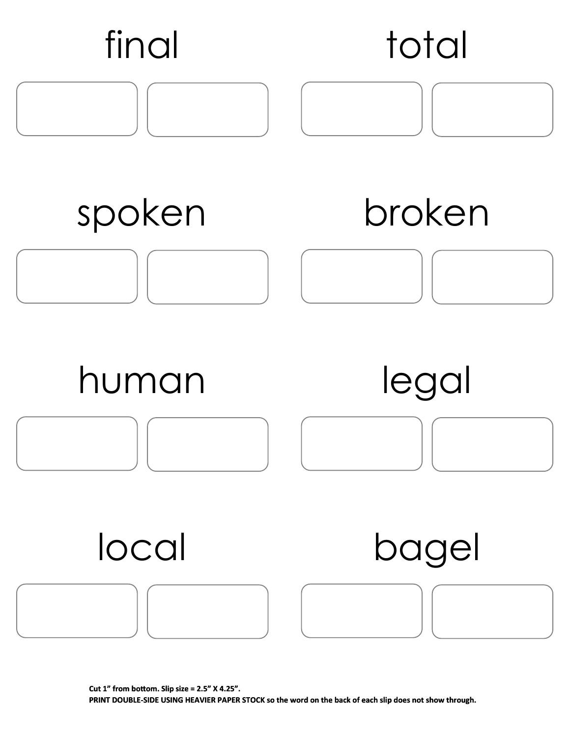final

total

spoken

broken

human

legal

local

bagel

**Cut 1" from bottom. Slip size = 2.5" X 4.25".**
**PRINT DOUBLE-SIDE USING HEAVIER PAPER STOCK so the word on the back of each slip does not show through.**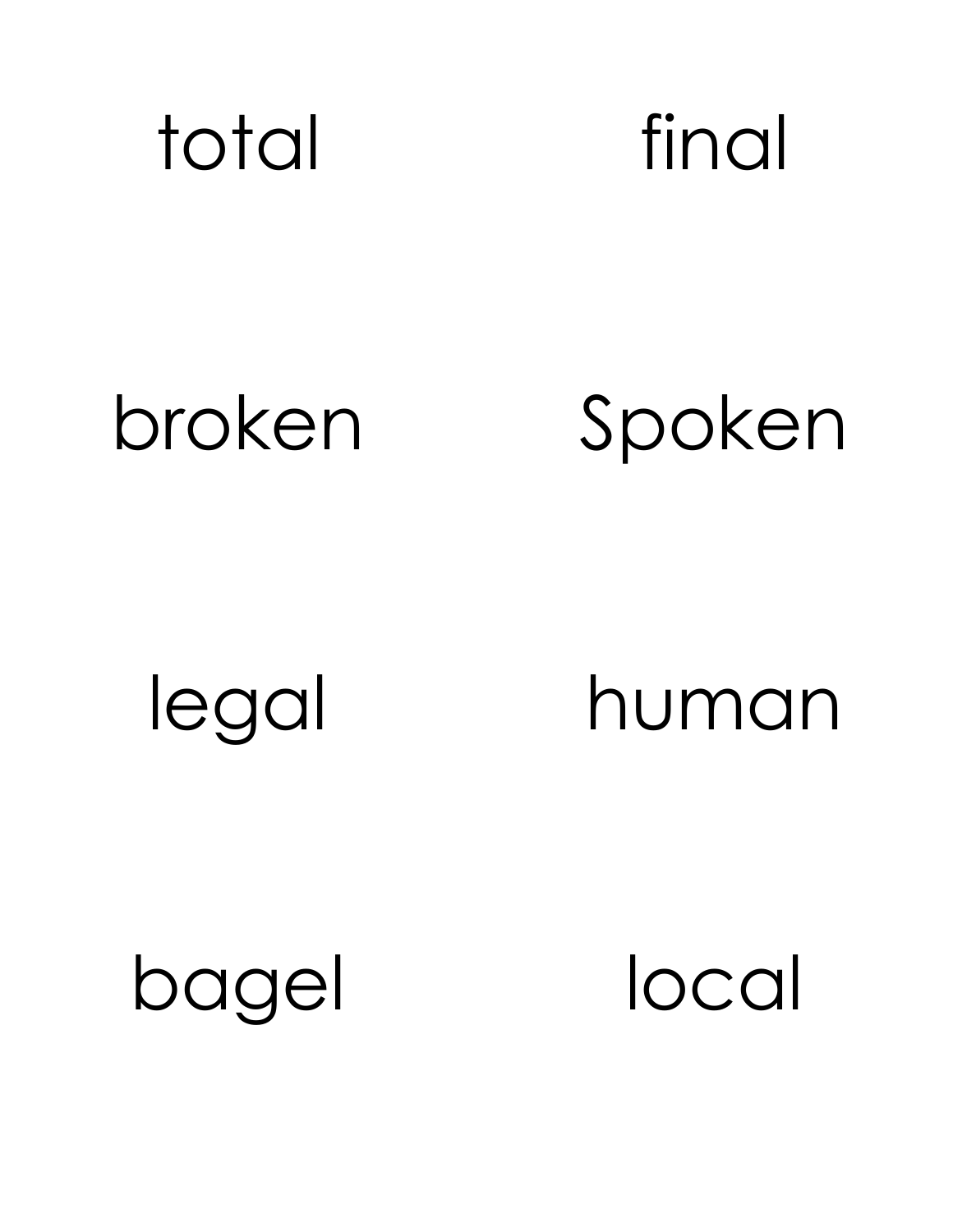total

final

broken

Spoken

legal

human

bagel

local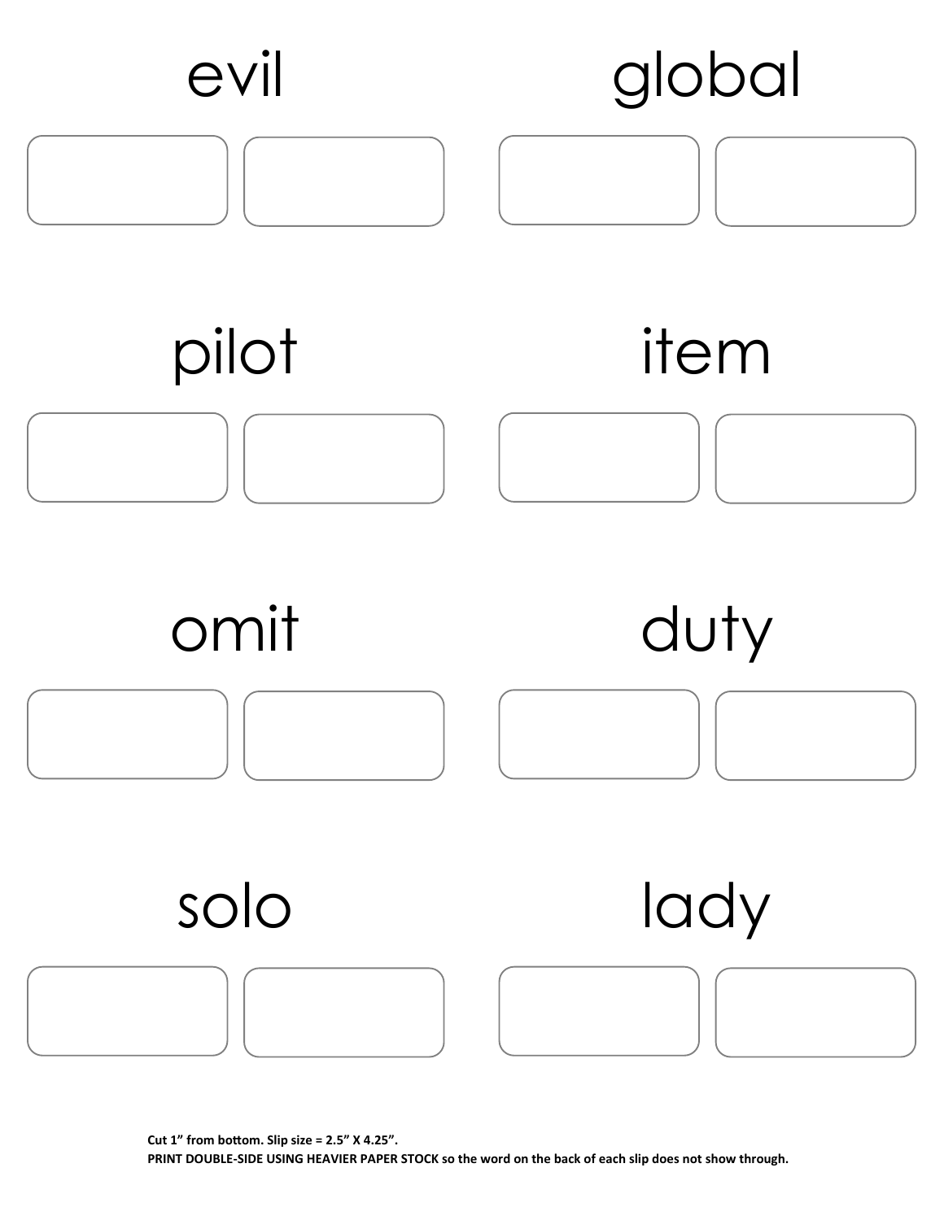evil

global

pilot

item

omit

duty

solo

lady

**Cut 1" from bottom. Slip size = 2.5" X 4.25".**
**PRINT DOUBLE-SIDE USING HEAVIER PAPER STOCK so the word on the back of each slip does not show through.**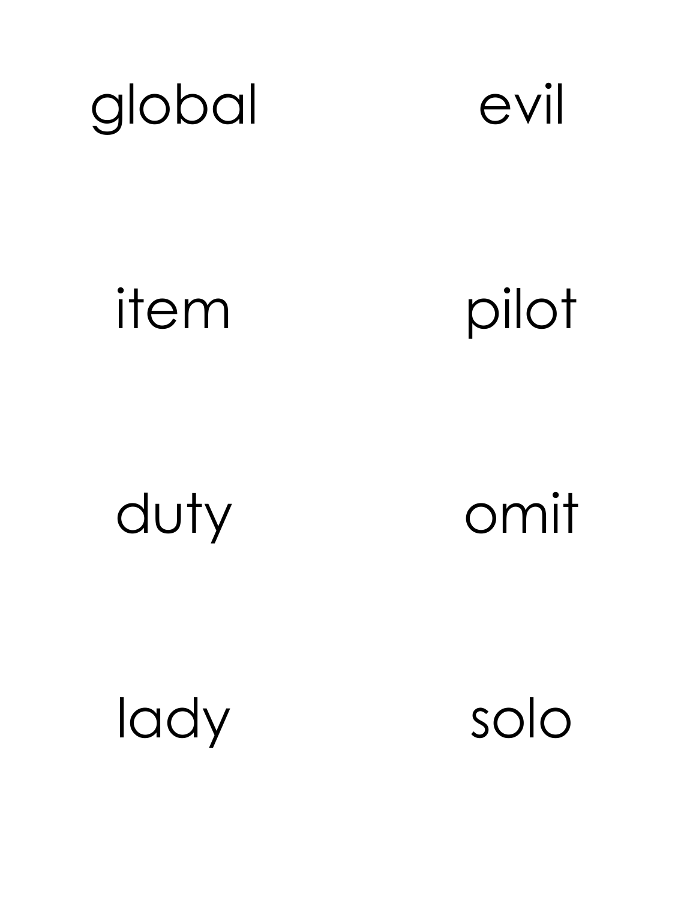global

evil

item

pilot

duty

omit

lady

solo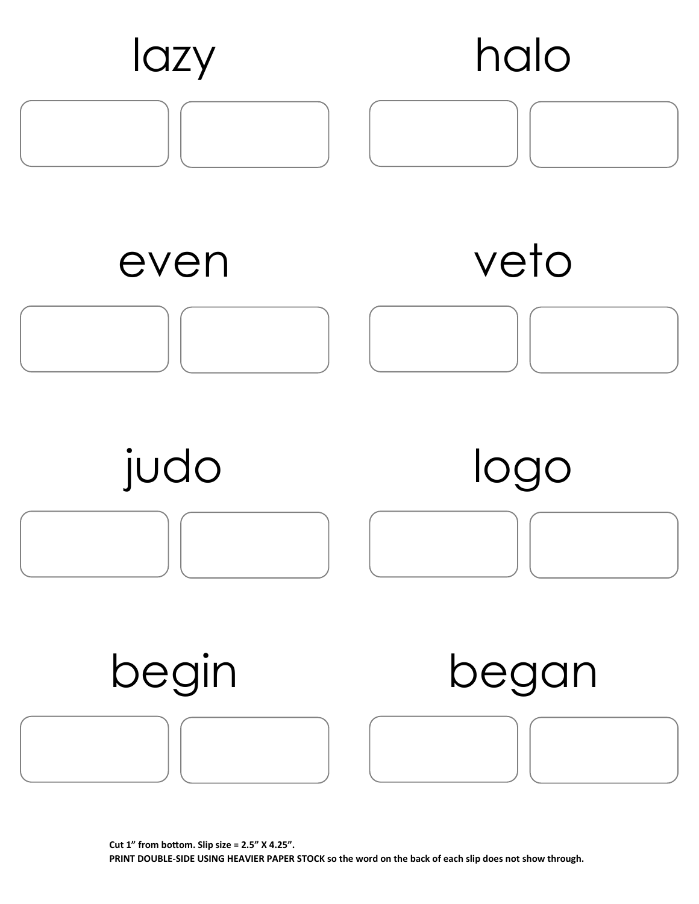lazy

halo

even

veto

judo

logo

begin

began

**Cut 1" from bottom. Slip size = 2.5" X 4.25".**
**PRINT DOUBLE-SIDE USING HEAVIER PAPER STOCK so the word on the back of each slip does not show through.**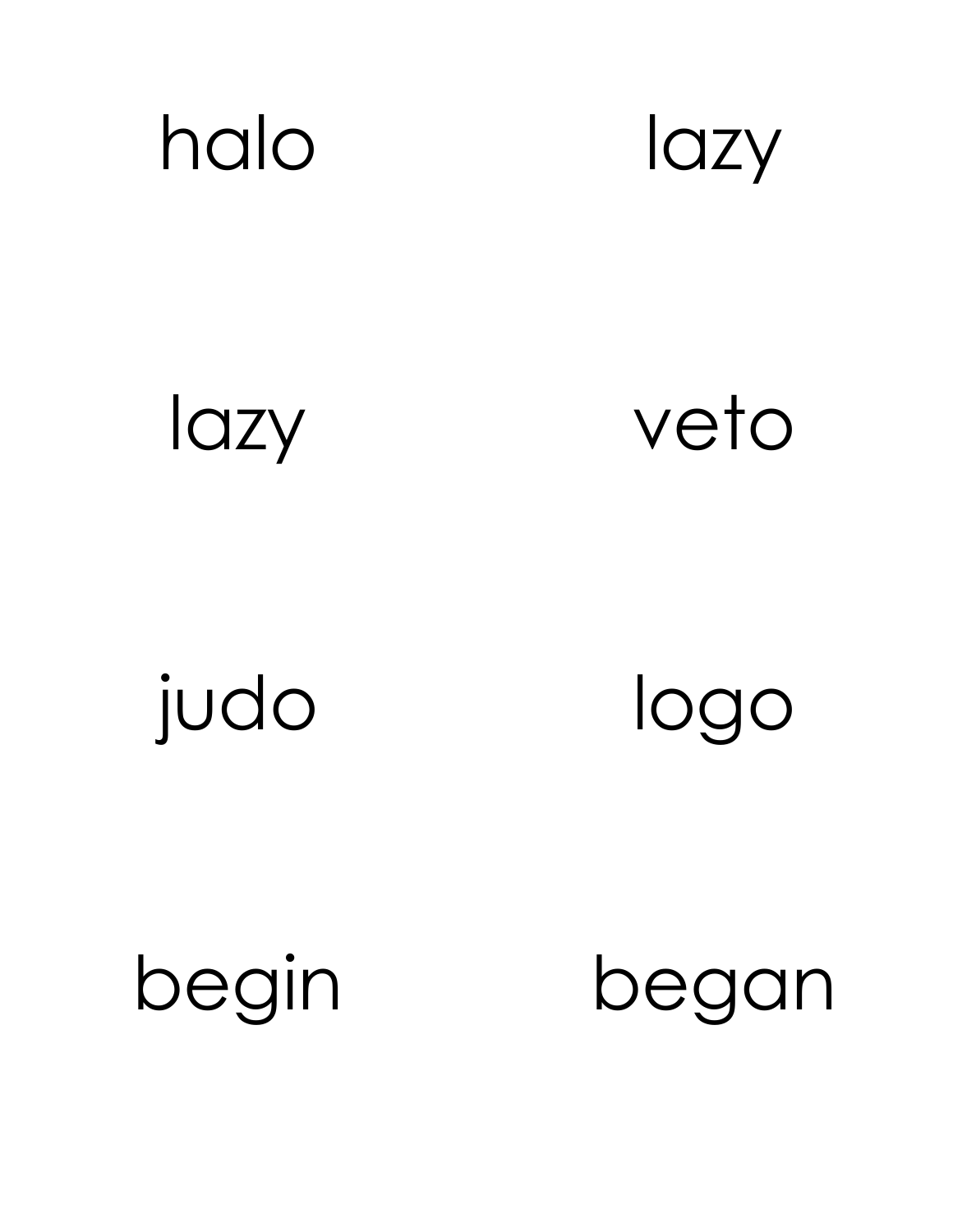halo

lazy

lazy

veto

judo

logo

begin

began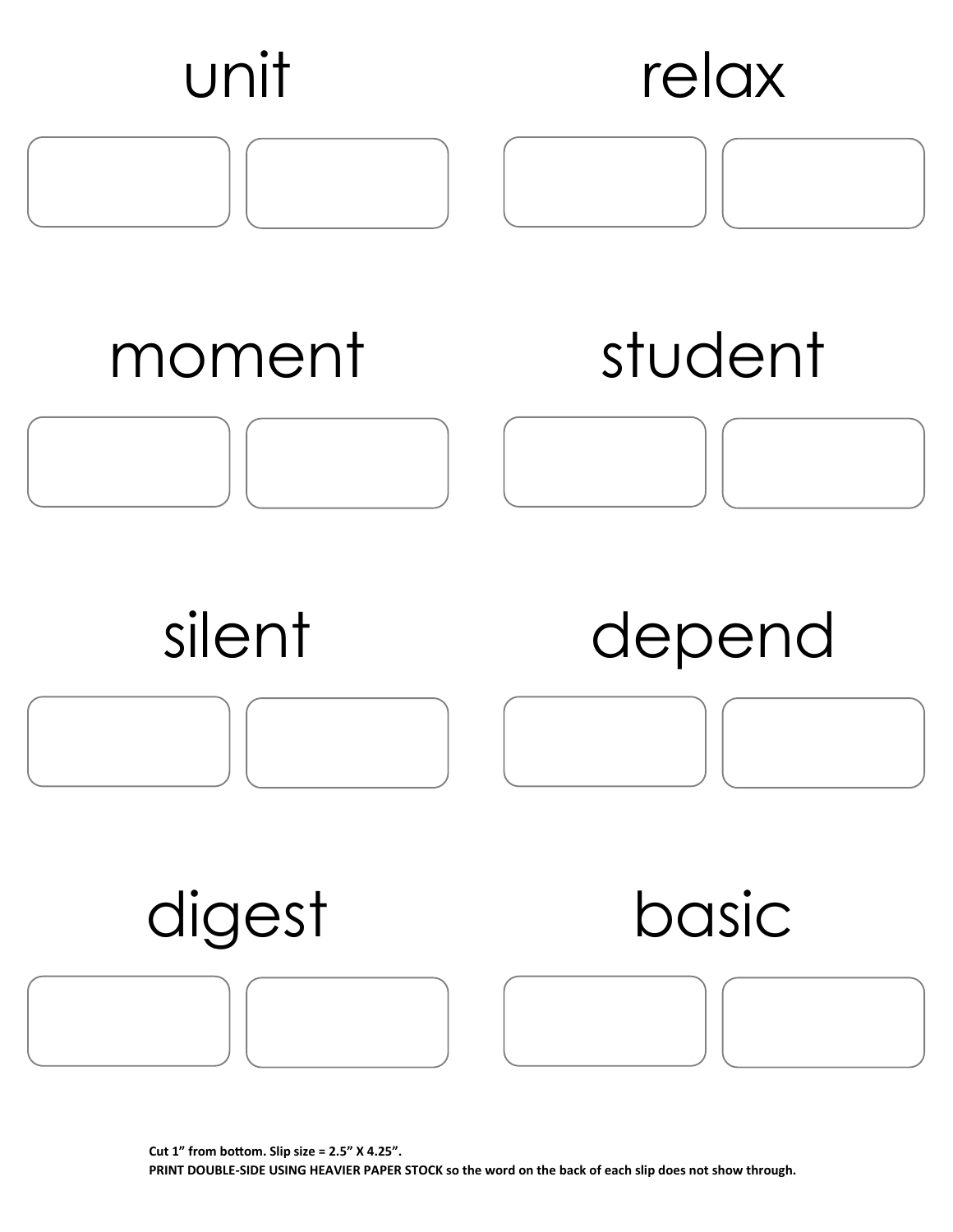unit

relax

moment

student

silent

depend

digest

basic

**Cut 1" from bottom. Slip size = 2.5" X 4.25".**
**PRINT DOUBLE-SIDE USING HEAVIER PAPER STOCK so the word on the back of each slip does not show through.**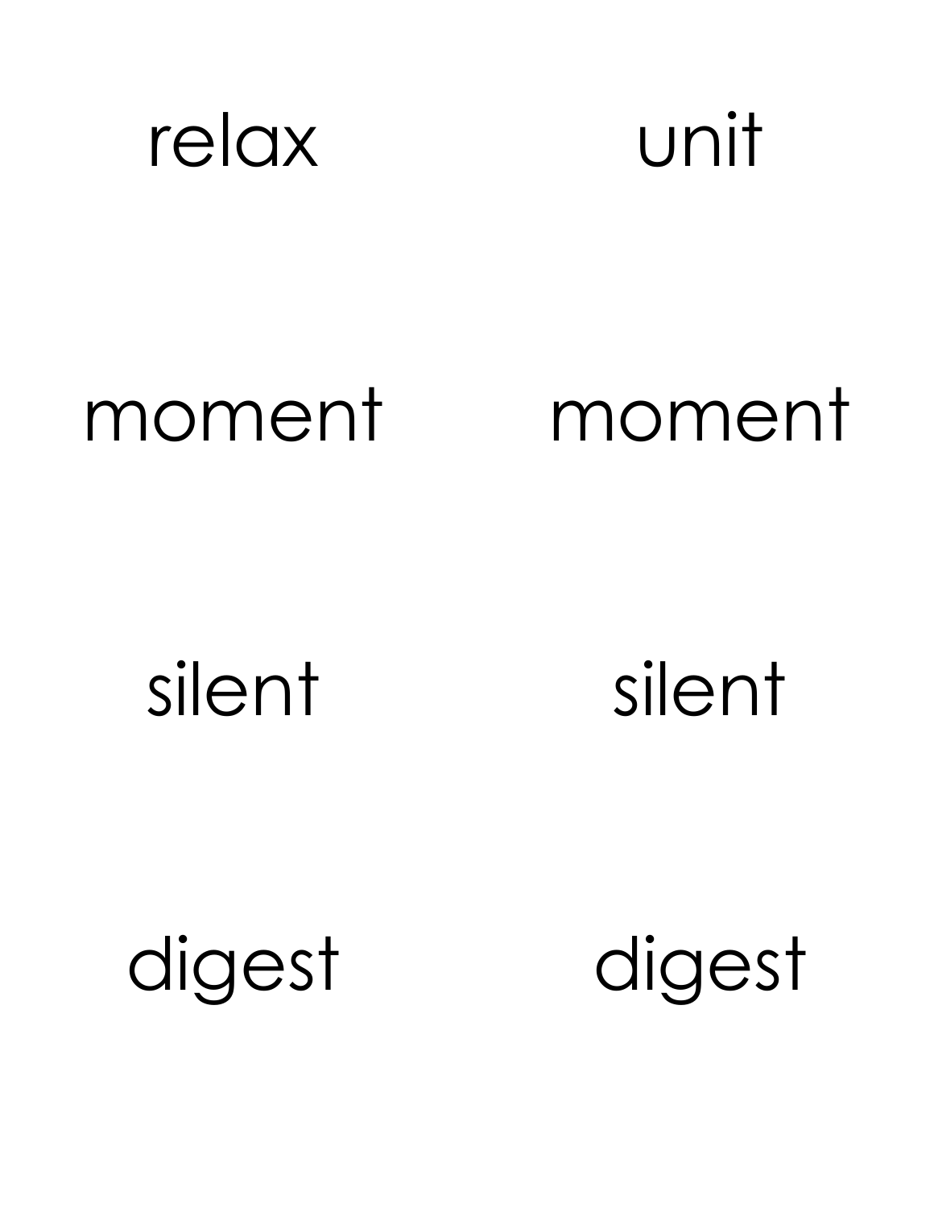relax unit

moment moment

silent silent

digest digest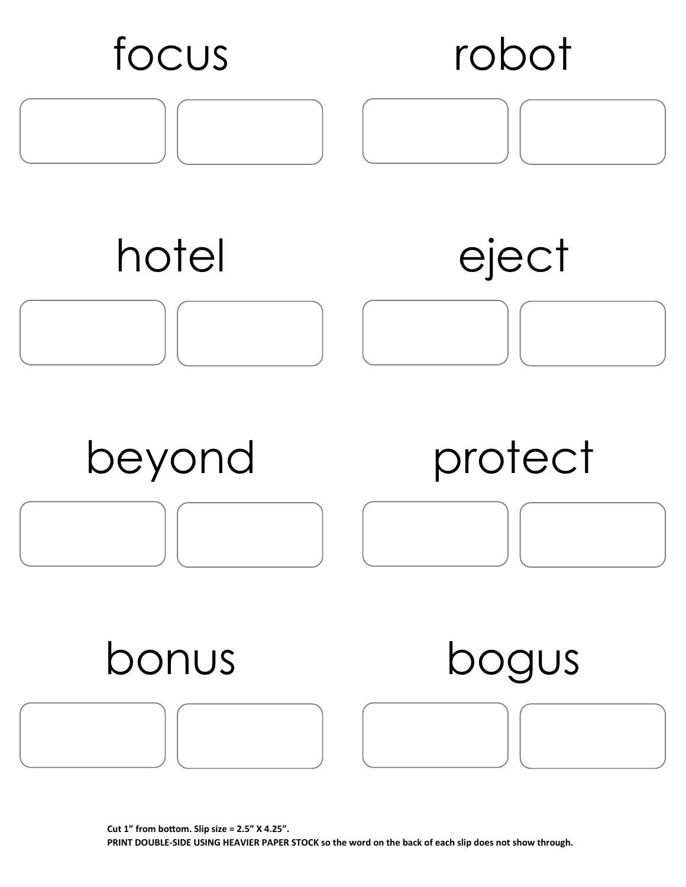focus

robot

hotel

eject

beyond

protect

bonus

bogus

**Cut 1" from bottom. Slip size = 2.5" X 4.25".**
**PRINT DOUBLE-SIDE USING HEAVIER PAPER STOCK so the word on the back of each slip does not show through.**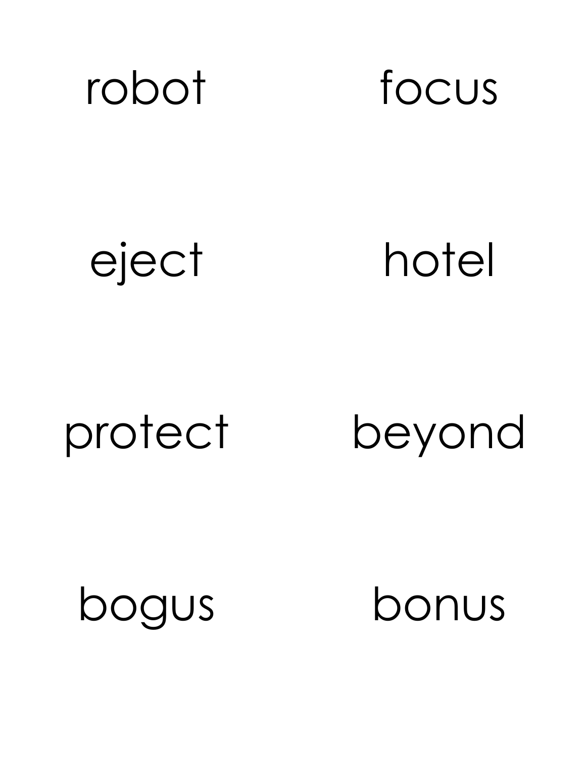robot

focus

eject

hotel

protect

beyond

bogus

bonus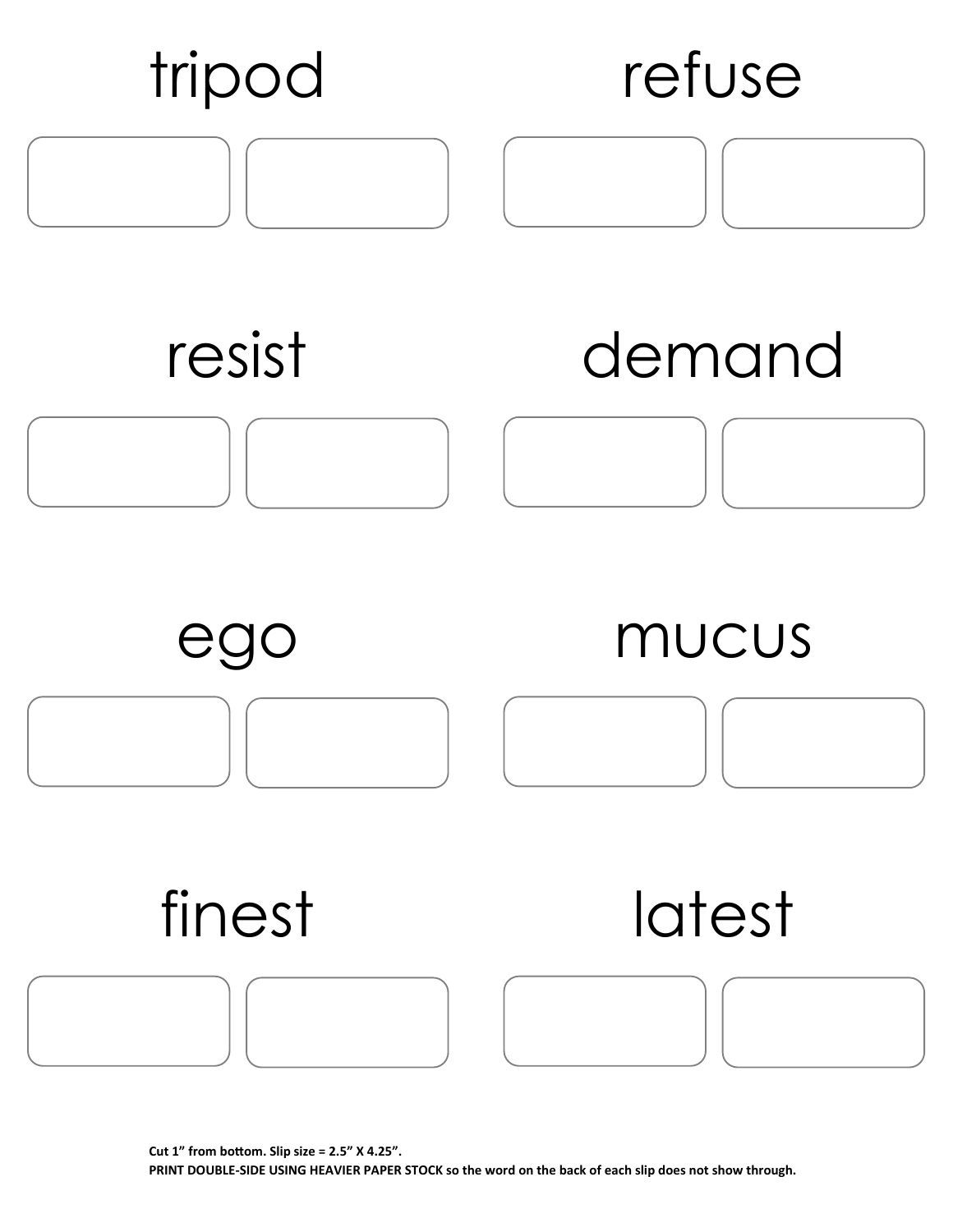tripod

refuse

resist

demand

ego

mucus

finest

latest

**Cut 1" from bottom. Slip size = 2.5" X 4.25".**
**PRINT DOUBLE-SIDE USING HEAVIER PAPER STOCK so the word on the back of each slip does not show through.**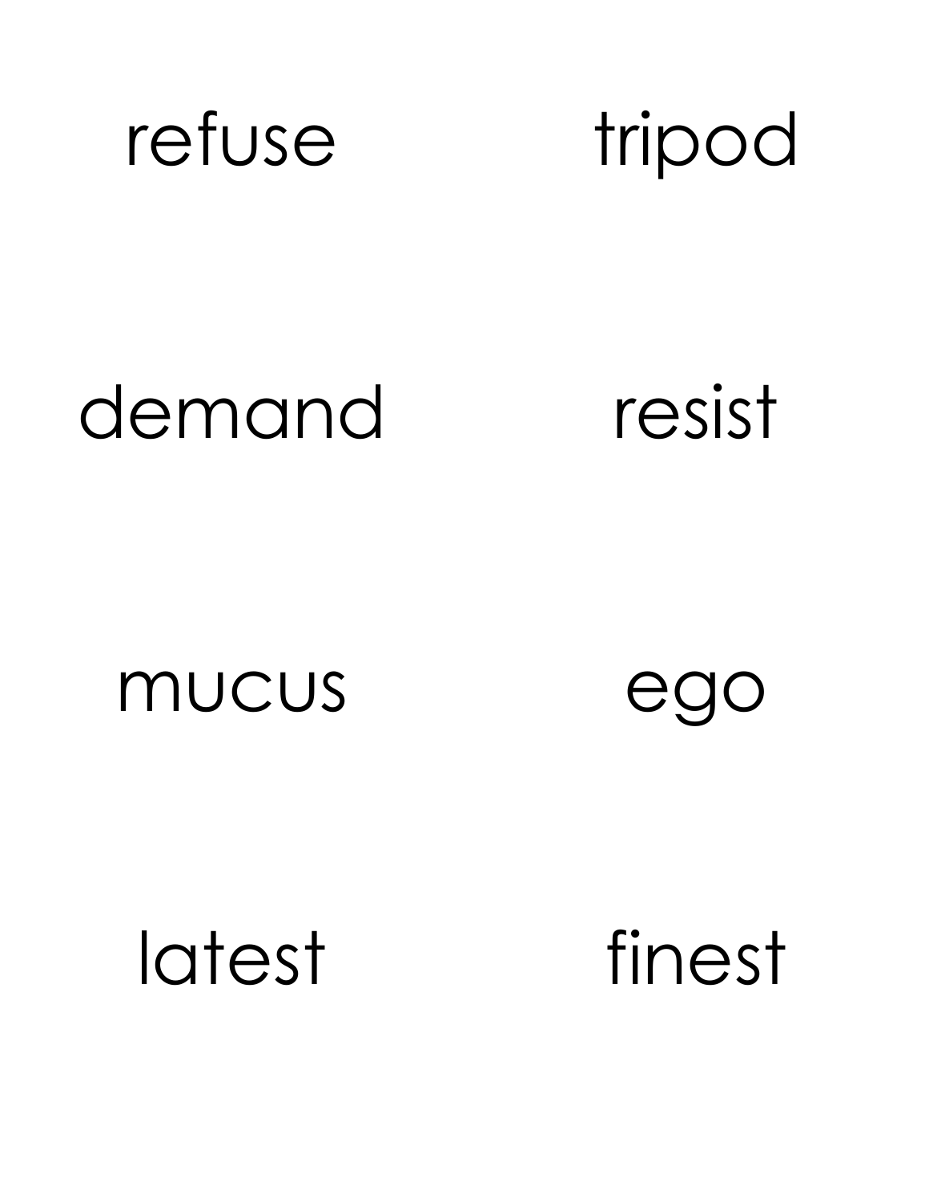refuse

tripod

demand

resist

mucus

ego

latest

finest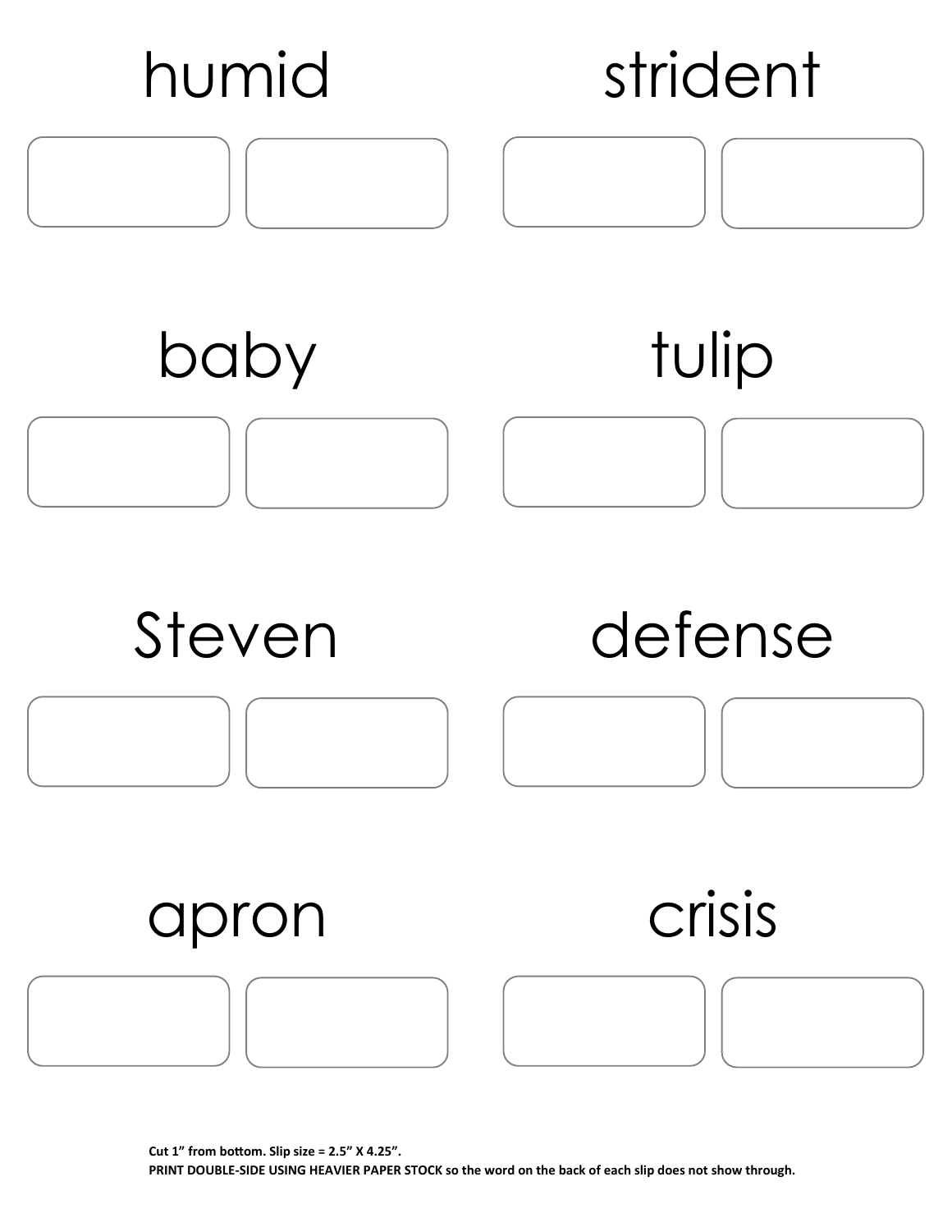humid

strident

baby

tulip

Steven

defense

apron

crisis

**Cut 1" from bottom. Slip size = 2.5" X 4.25".**
**PRINT DOUBLE-SIDE USING HEAVIER PAPER STOCK so the word on the back of each slip does not show through.**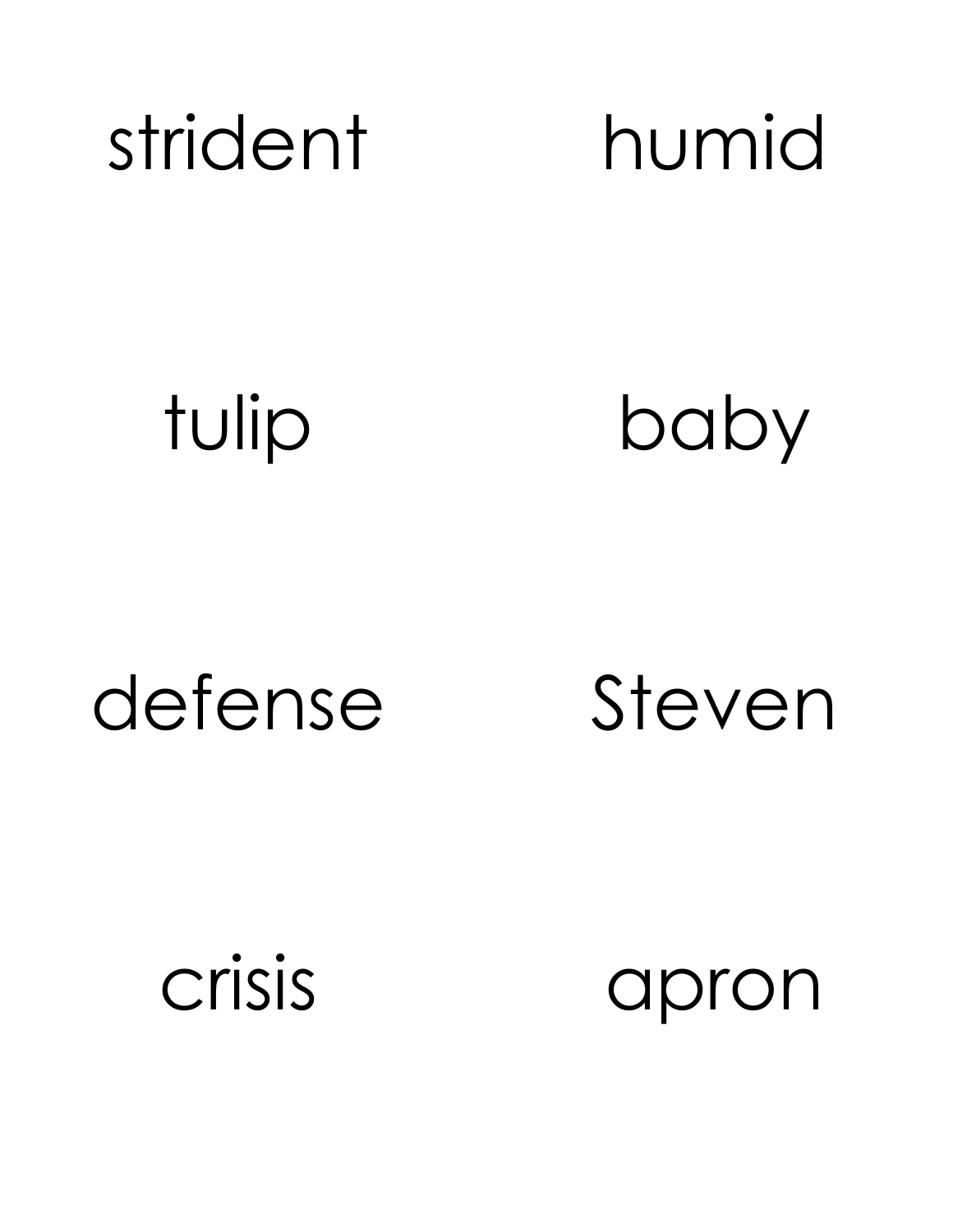strident

humid

tulip

baby

defense

Steven

crisis

apron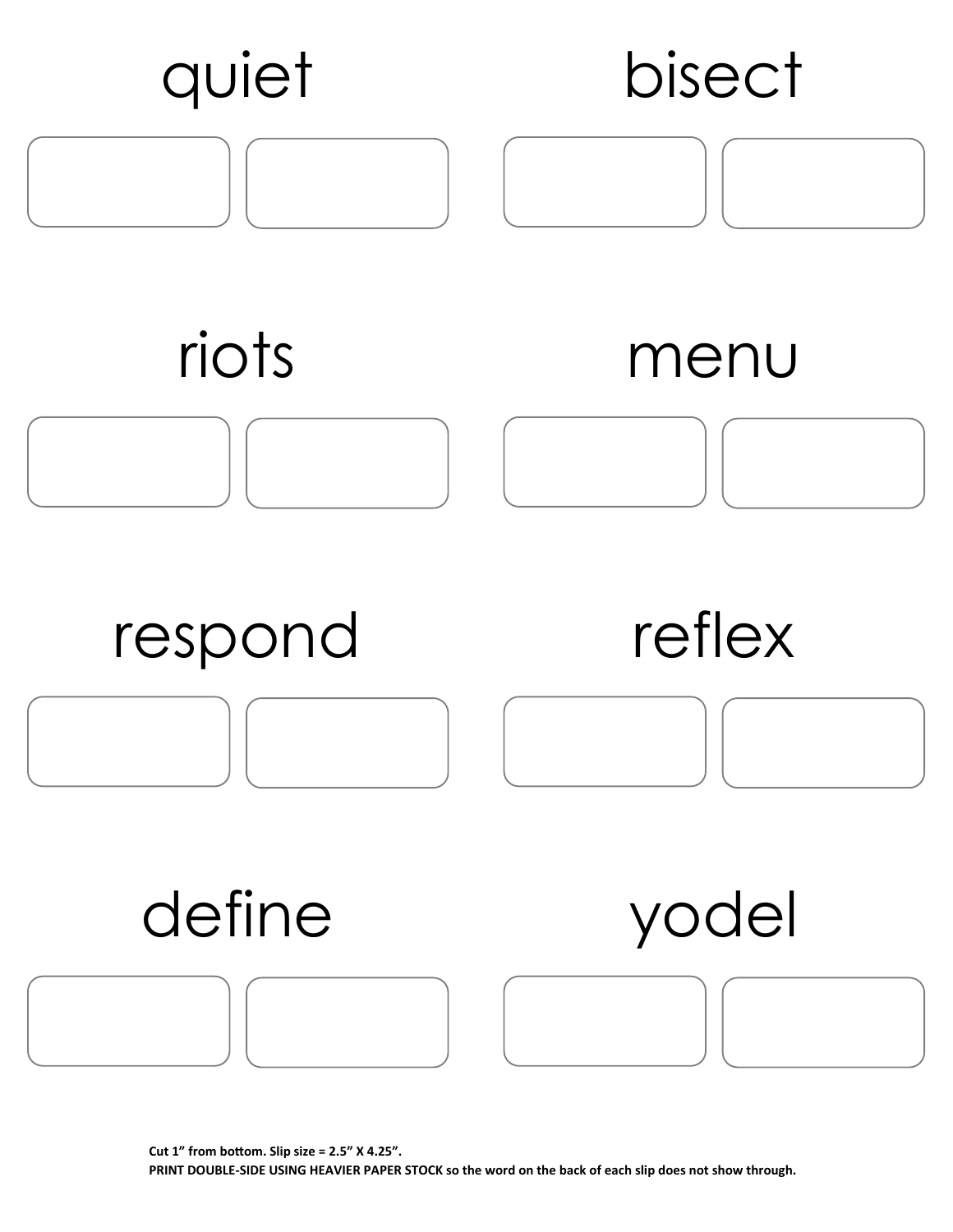quiet

bisect

riots

menu

respond

reflex

define

yodel

**Cut 1" from bottom. Slip size = 2.5" X 4.25".**

**PRINT DOUBLE-SIDE USING HEAVIER PAPER STOCK so the word on the back of each slip does not show through.**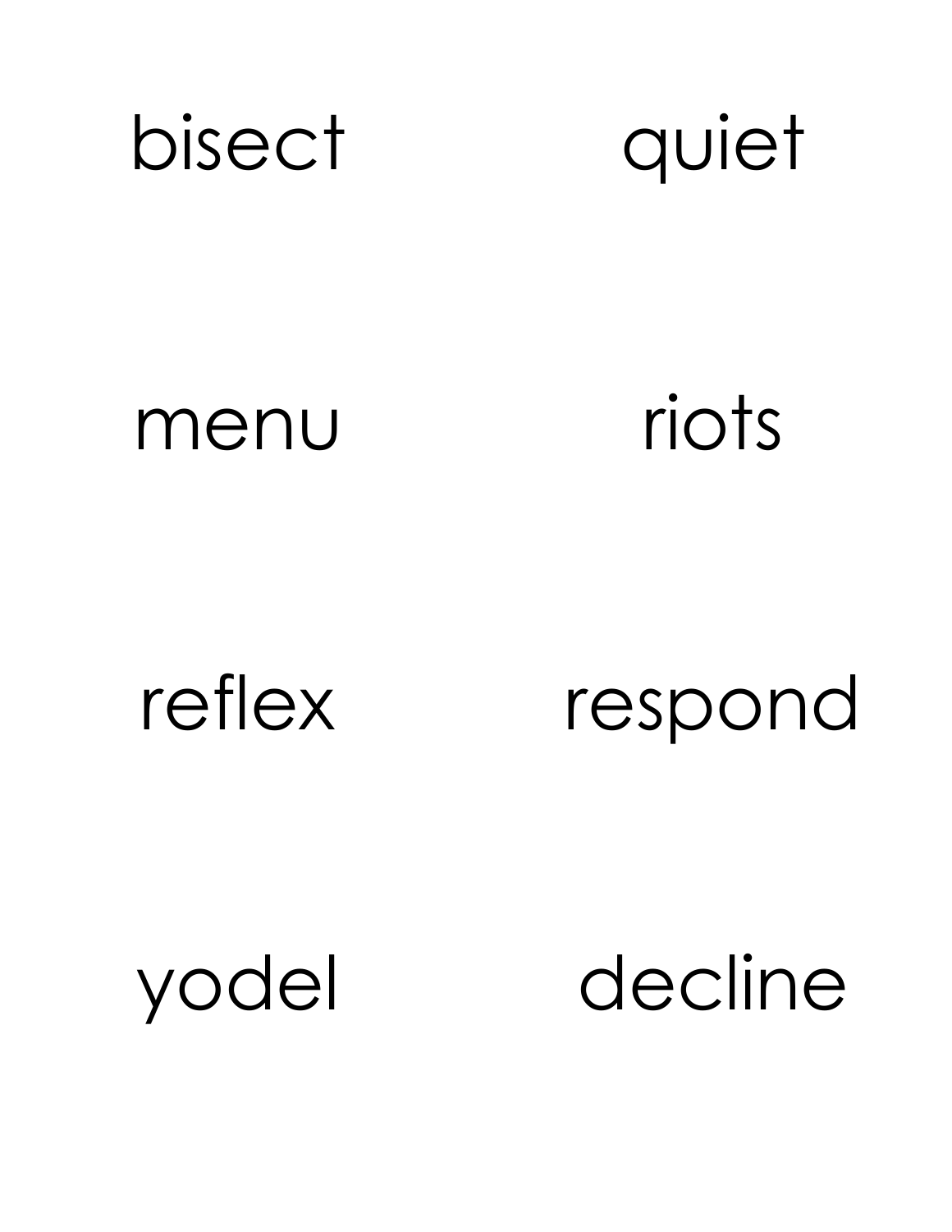bisect

quiet

menu

riots

reflex

respond

yodel

decline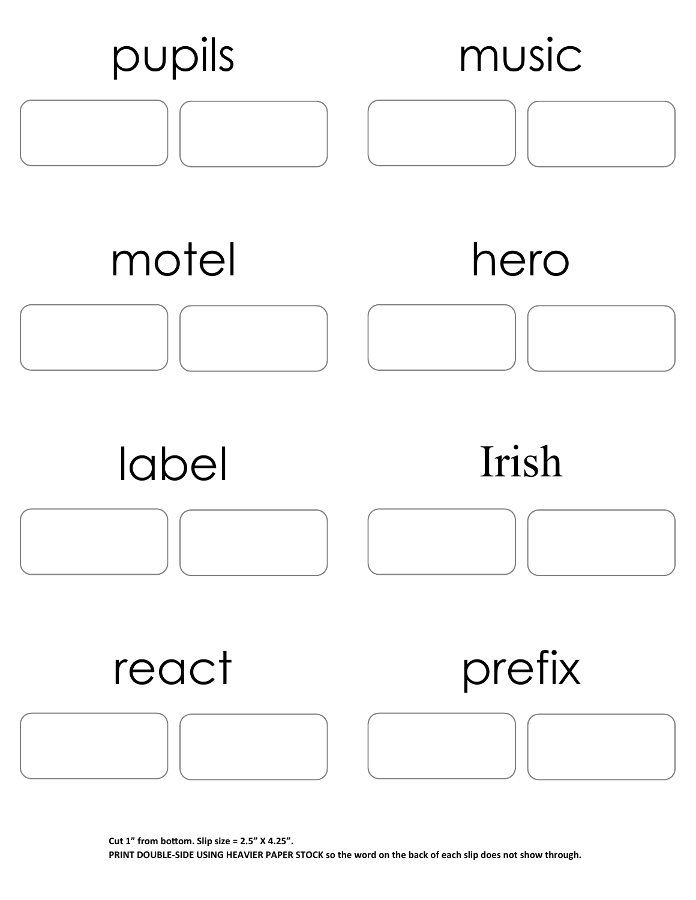pupils

music

motel

hero

label

Irish

react

prefix

**Cut 1" from bottom. Slip size = 2.5" X 4.25".**
**PRINT DOUBLE-SIDE USING HEAVIER PAPER STOCK so the word on the back of each slip does not show through.**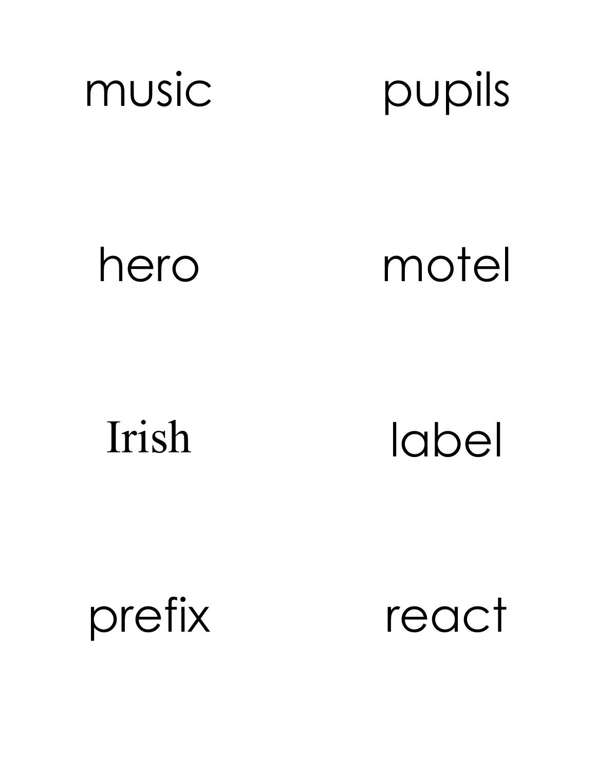music

pupils

hero

motel

Irish

label

prefix

react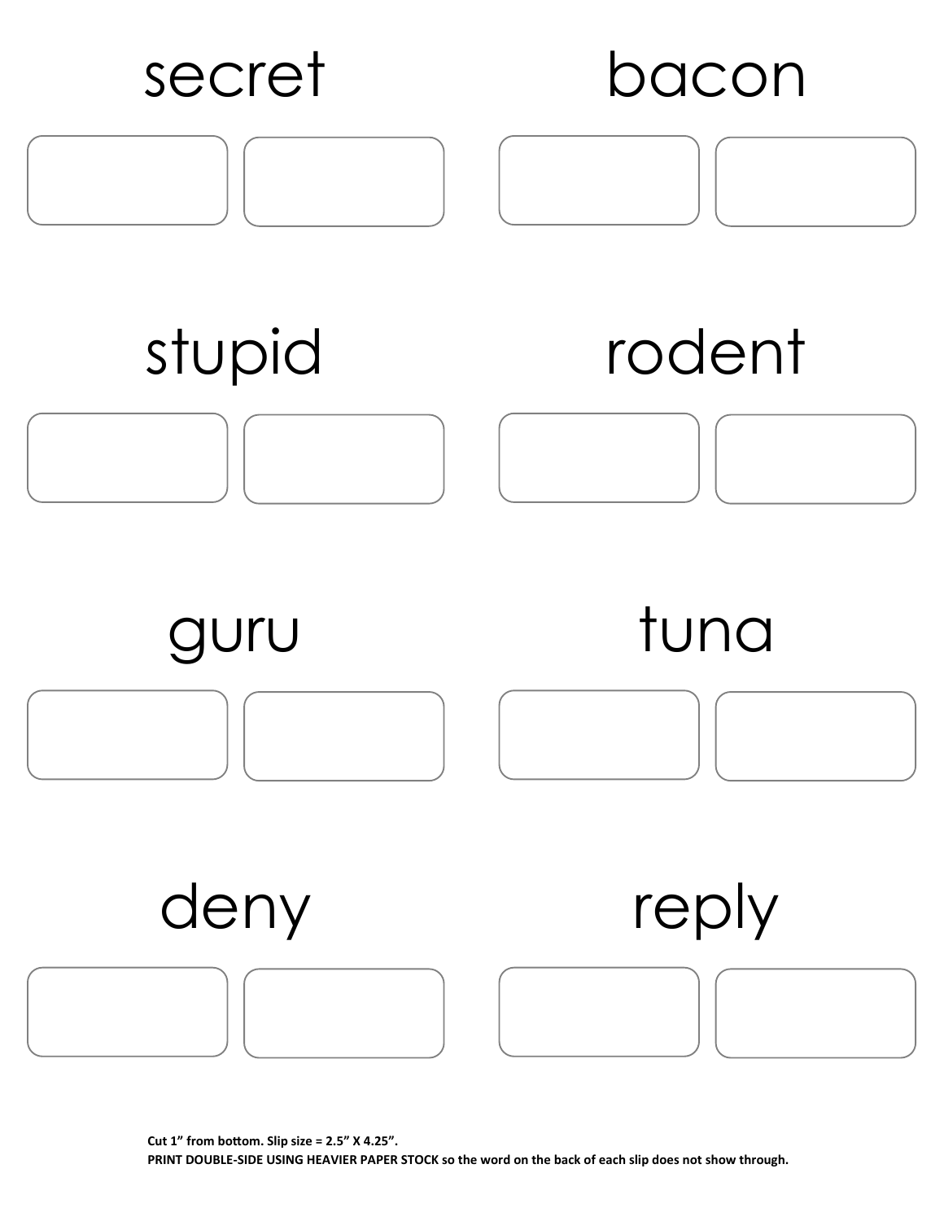secret

bacon

stupid

rodent

guru

tuna

deny

reply

**Cut 1" from bottom. Slip size = 2.5" X 4.25".**
**PRINT DOUBLE-SIDE USING HEAVIER PAPER STOCK so the word on the back of each slip does not show through.**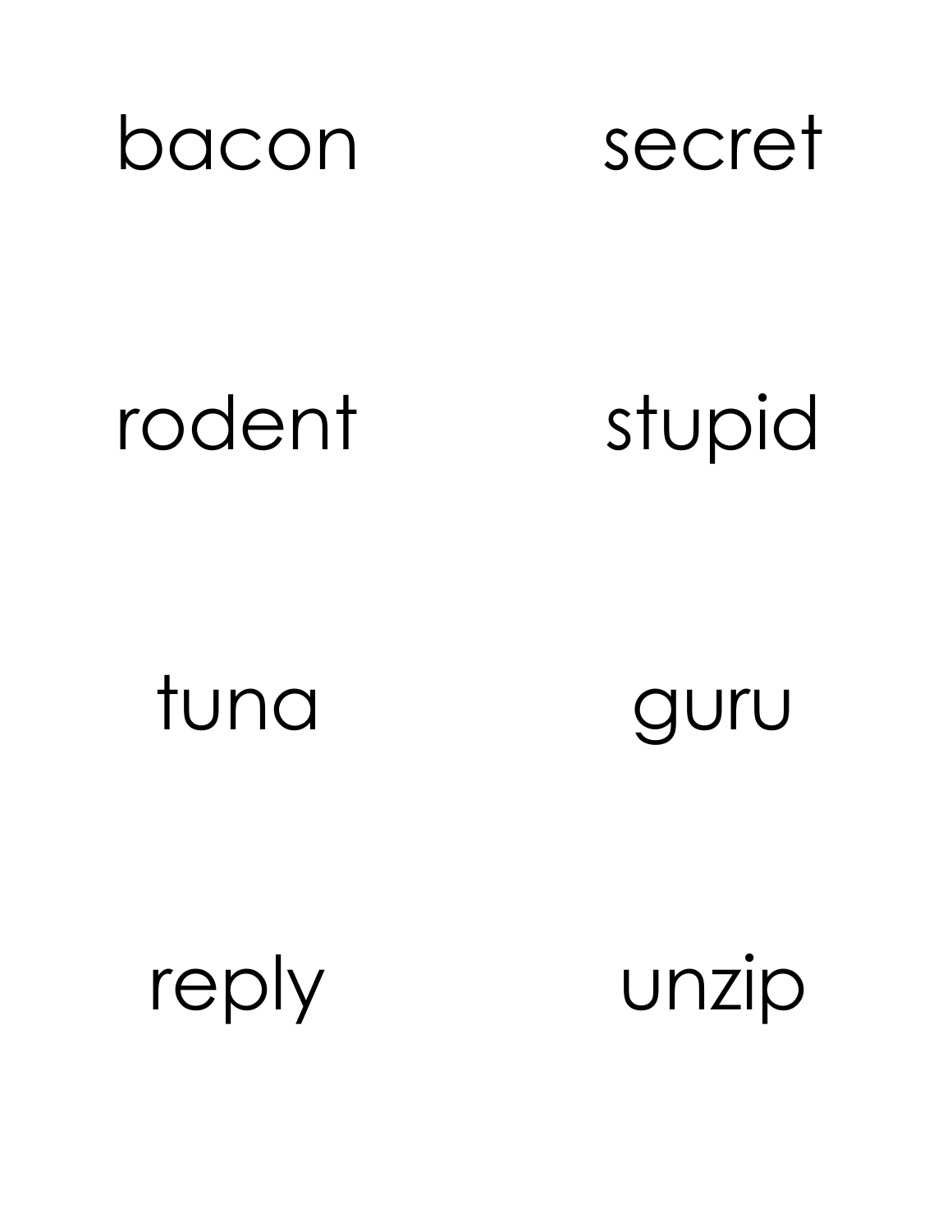bacon

secret

rodent

stupid

tuna

guru

reply

unzip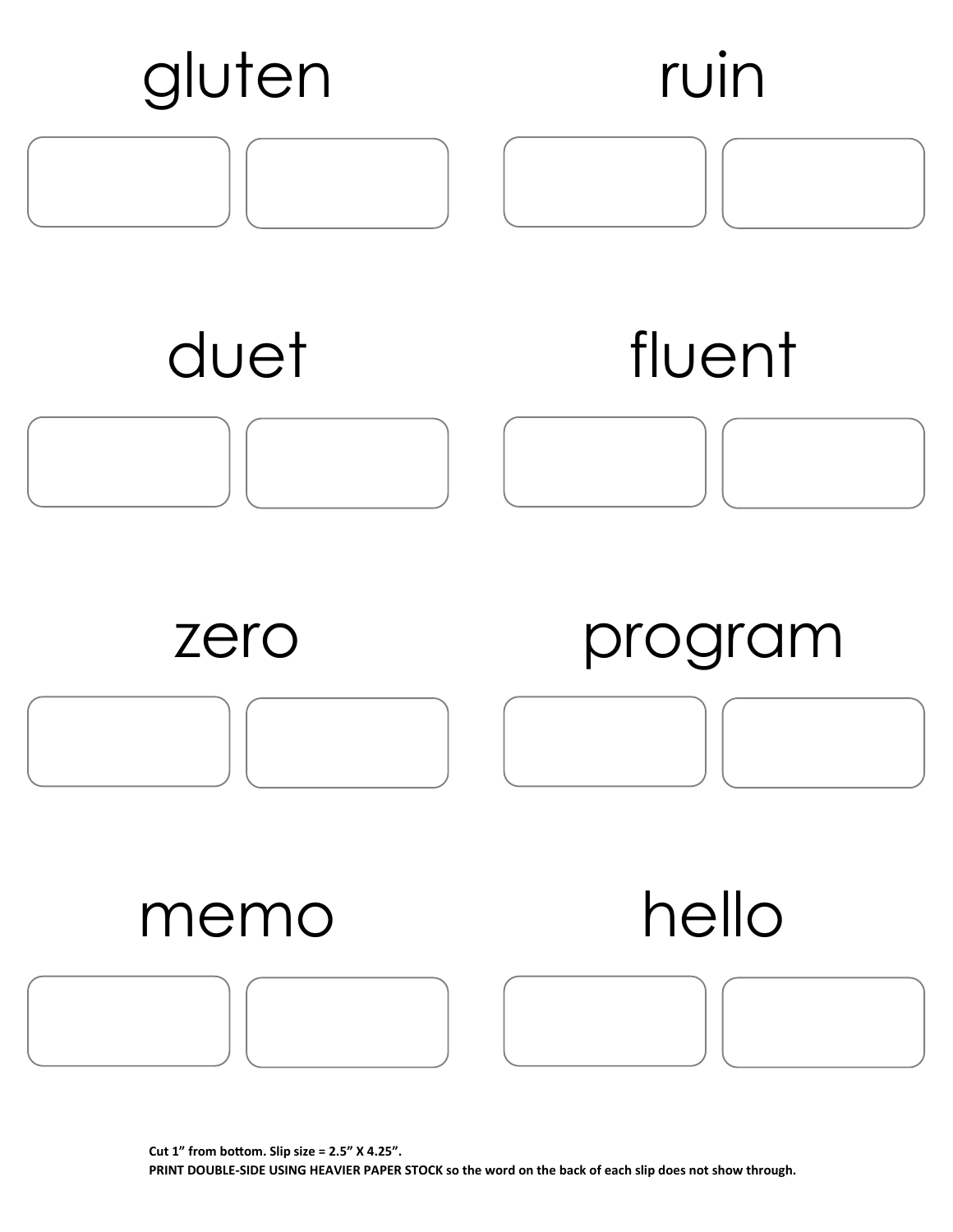gluten

ruin

duet

fluent

zero

program

memo

hello

**Cut 1" from bottom. Slip size = 2.5" X 4.25".**

**PRINT DOUBLE-SIDE USING HEAVIER PAPER STOCK so the word on the back of each slip does not show through.**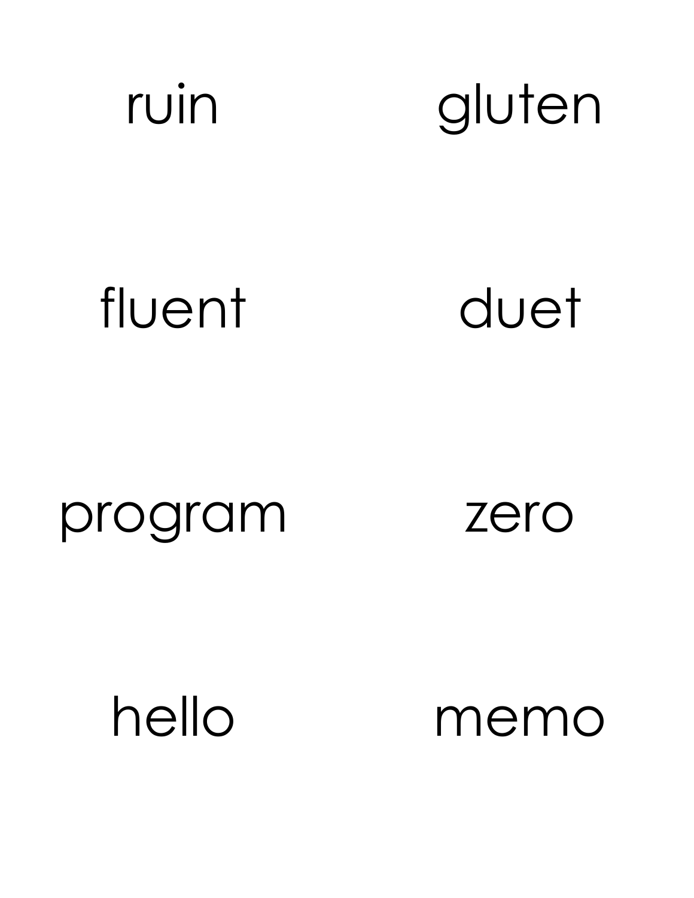ruin

gluten

fluent

duet

program

zero

hello

memo